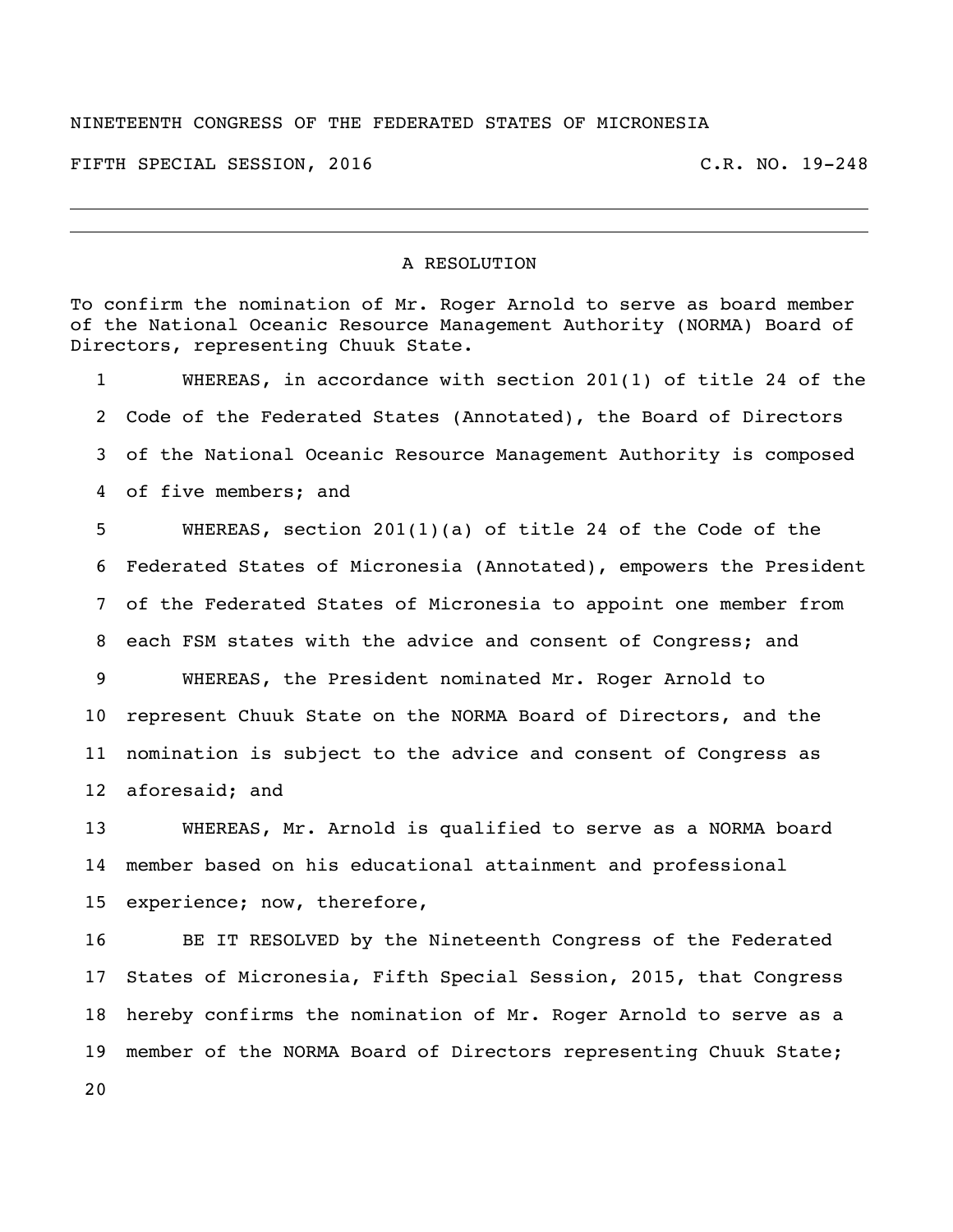NINETEENTH CONGRESS OF THE FEDERATED STATES OF MICRONESIA

FIFTH SPECIAL SESSION, 2016 C.R. NO. 19-248

---

A RESOLUTION

To confirm the nomination of Mr. Roger Arnold to serve as board member of the National Oceanic Resource Management Authority (NORMA) Board of Directors, representing Chuuk State.

1 WHEREAS, in accordance with section 201(1) of title 24 of the
2 Code of the Federated States (Annotated), the Board of Directors
3 of the National Oceanic Resource Management Authority is composed
4 of five members; and
5 WHEREAS, section 201(1)(a) of title 24 of the Code of the
6 Federated States of Micronesia (Annotated), empowers the President
7 of the Federated States of Micronesia to appoint one member from
8 each FSM states with the advice and consent of Congress; and
9 WHEREAS, the President nominated Mr. Roger Arnold to
10 represent Chuuk State on the NORMA Board of Directors, and the
11 nomination is subject to the advice and consent of Congress as
12 aforesaid; and
13 WHEREAS, Mr. Arnold is qualified to serve as a NORMA board
14 member based on his educational attainment and professional
15 experience; now, therefore,
16 BE IT RESOLVED by the Nineteenth Congress of the Federated
17 States of Micronesia, Fifth Special Session, 2015, that Congress
18 hereby confirms the nomination of Mr. Roger Arnold to serve as a
19 member of the NORMA Board of Directors representing Chuuk State;
20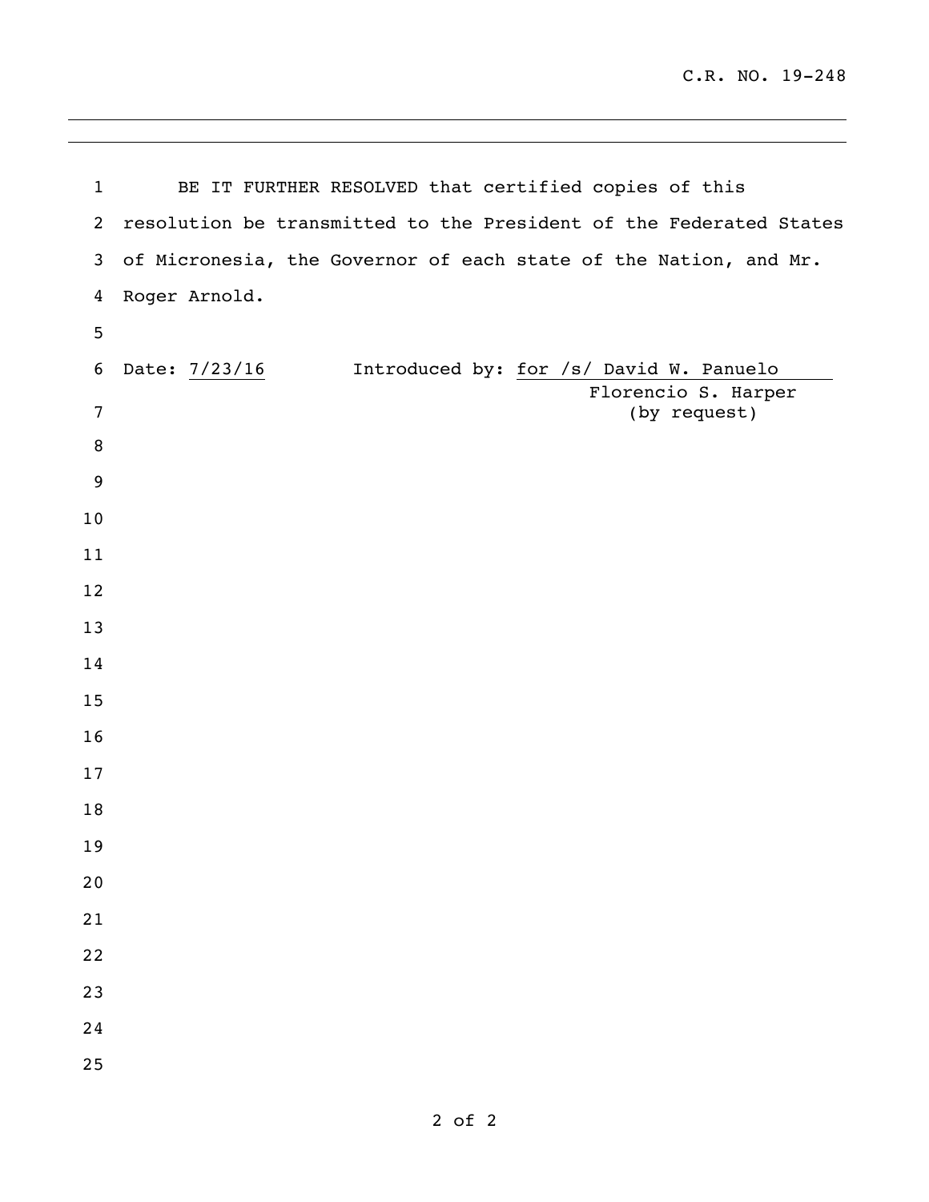BE IT FURTHER RESOLVED that certified copies of this resolution be transmitted to the President of the Federated States of Micronesia, the Governor of each state of the Nation, and Mr. Roger Arnold.

Date: 7/23/16 Introduced by: for /s/ David W. Panuelo

Florencio S. Harper
(by request)